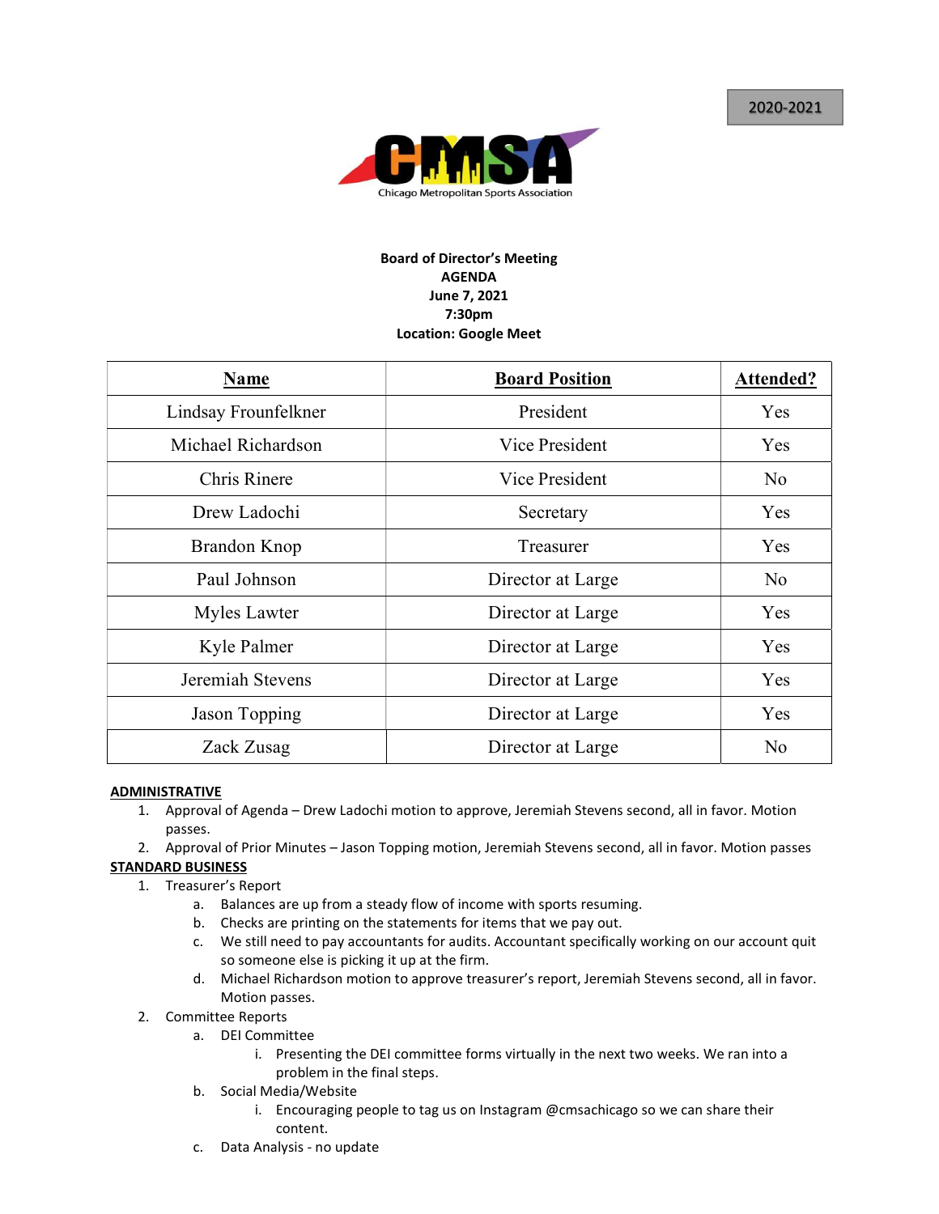2020-2021

CMSA
Chicago Metropolitan Sports Association

**Board of Director's Meeting**
**AGENDA**
**June 7, 2021**
**7:30pm**
**Location: Google Meet**

| Name | Board Position | Attended? |
|---|---|---|
| Lindsay Frounfelkner | President | Yes |
| Michael Richardson | Vice President | Yes |
| Chris Rinere | Vice President | No |
| Drew Ladochi | Secretary | Yes |
| Brandon Knop | Treasurer | Yes |
| Paul Johnson | Director at Large | No |
| Myles Lawter | Director at Large | Yes |
| Kyle Palmer | Director at Large | Yes |
| Jeremiah Stevens | Director at Large | Yes |
| Jason Topping | Director at Large | Yes |
| Zack Zusag | Director at Large | No |

**ADMINISTRATIVE**

1. Approval of Agenda – Drew Ladochi motion to approve, Jeremiah Stevens second, all in favor. Motion passes.
2. Approval of Prior Minutes – Jason Topping motion, Jeremiah Stevens second, all in favor. Motion passes

**STANDARD BUSINESS**

1. Treasurer's Report
   a. Balances are up from a steady flow of income with sports resuming.
   b. Checks are printing on the statements for items that we pay out.
   c. We still need to pay accountants for audits. Accountant specifically working on our account quit so someone else is picking it up at the firm.
   d. Michael Richardson motion to approve treasurer's report, Jeremiah Stevens second, all in favor. Motion passes.
2. Committee Reports
   a. DEI Committee
      i. Presenting the DEI committee forms virtually in the next two weeks. We ran into a problem in the final steps.
   b. Social Media/Website
      i. Encouraging people to tag us on Instagram @cmsachicago so we can share their content.
   c. Data Analysis - no update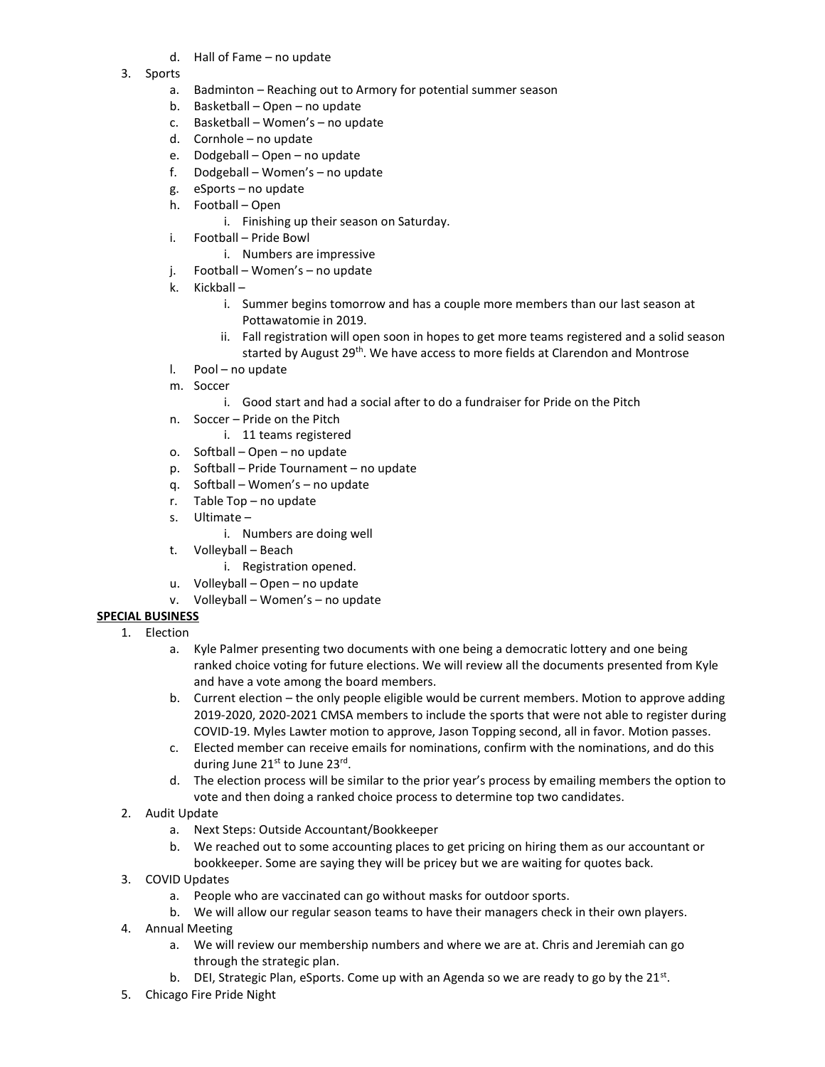d. Hall of Fame – no update
3. Sports
   a. Badminton – Reaching out to Armory for potential summer season
   b. Basketball – Open – no update
   c. Basketball – Women's – no update
   d. Cornhole – no update
   e. Dodgeball – Open – no update
   f. Dodgeball – Women's – no update
   g. eSports – no update
   h. Football – Open
      i. Finishing up their season on Saturday.
   i. Football – Pride Bowl
      i. Numbers are impressive
   j. Football – Women's – no update
   k. Kickball –
      i. Summer begins tomorrow and has a couple more members than our last season at Pottawatomie in 2019.
      ii. Fall registration will open soon in hopes to get more teams registered and a solid season started by August 29th. We have access to more fields at Clarendon and Montrose
   l. Pool – no update
   m. Soccer
      i. Good start and had a social after to do a fundraiser for Pride on the Pitch
   n. Soccer – Pride on the Pitch
      i. 11 teams registered
   o. Softball – Open – no update
   p. Softball – Pride Tournament – no update
   q. Softball – Women's – no update
   r. Table Top – no update
   s. Ultimate –
      i. Numbers are doing well
   t. Volleyball – Beach
      i. Registration opened.
   u. Volleyball – Open – no update
   v. Volleyball – Women's – no update

**SPECIAL BUSINESS**

1. Election
   a. Kyle Palmer presenting two documents with one being a democratic lottery and one being ranked choice voting for future elections. We will review all the documents presented from Kyle and have a vote among the board members.
   b. Current election – the only people eligible would be current members. Motion to approve adding 2019-2020, 2020-2021 CMSA members to include the sports that were not able to register during COVID-19. Myles Lawter motion to approve, Jason Topping second, all in favor. Motion passes.
   c. Elected member can receive emails for nominations, confirm with the nominations, and do this during June 21st to June 23rd.
   d. The election process will be similar to the prior year's process by emailing members the option to vote and then doing a ranked choice process to determine top two candidates.
2. Audit Update
   a. Next Steps: Outside Accountant/Bookkeeper
   b. We reached out to some accounting places to get pricing on hiring them as our accountant or bookkeeper. Some are saying they will be pricey but we are waiting for quotes back.
3. COVID Updates
   a. People who are vaccinated can go without masks for outdoor sports.
   b. We will allow our regular season teams to have their managers check in their own players.
4. Annual Meeting
   a. We will review our membership numbers and where we are at. Chris and Jeremiah can go through the strategic plan.
   b. DEI, Strategic Plan, eSports. Come up with an Agenda so we are ready to go by the 21st.
5. Chicago Fire Pride Night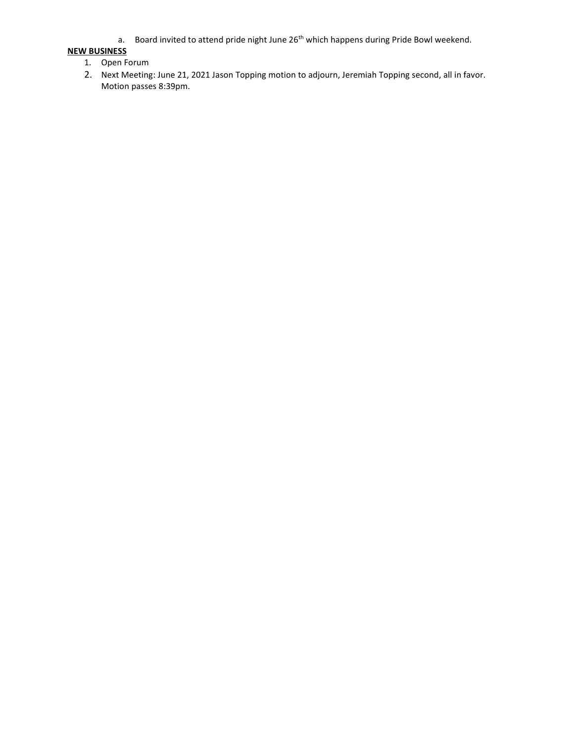a. Board invited to attend pride night June 26th which happens during Pride Bowl weekend.

**NEW BUSINESS**

1. Open Forum
2. Next Meeting: June 21, 2021 Jason Topping motion to adjourn, Jeremiah Topping second, all in favor. Motion passes 8:39pm.